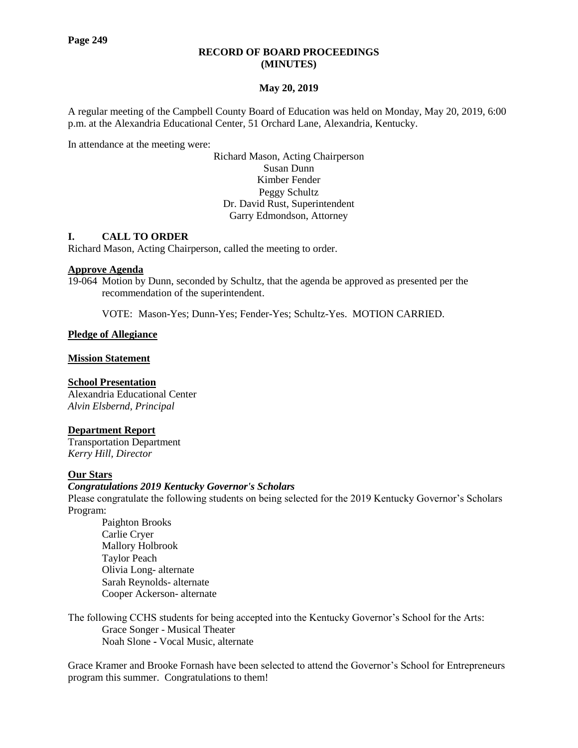# RECORD OF BOARD PROCEEDINGS (MINUTES)

**May 20, 2019**

A regular meeting of the Campbell County Board of Education was held on Monday, May 20, 2019, 6:00 p.m. at the Alexandria Educational Center, 51 Orchard Lane, Alexandria, Kentucky.

In attendance at the meeting were:

Richard Mason, Acting Chairperson
Susan Dunn
Kimber Fender
Peggy Schultz
Dr. David Rust, Superintendent
Garry Edmondson, Attorney

## I. CALL TO ORDER

Richard Mason, Acting Chairperson, called the meeting to order.

**Approve Agenda**

19-064 Motion by Dunn, seconded by Schultz, that the agenda be approved as presented per the recommendation of the superintendent.

VOTE: Mason-Yes; Dunn-Yes; Fender-Yes; Schultz-Yes. MOTION CARRIED.

**Pledge of Allegiance**

**Mission Statement**

**School Presentation**

Alexandria Educational Center
*Alvin Elsbernd, Principal*

**Department Report**

Transportation Department
*Kerry Hill, Director*

**Our Stars**

***Congratulations 2019 Kentucky Governor's Scholars***

Please congratulate the following students on being selected for the 2019 Kentucky Governor's Scholars Program:

Paighton Brooks
Carlie Cryer
Mallory Holbrook
Taylor Peach
Olivia Long- alternate
Sarah Reynolds- alternate
Cooper Ackerson- alternate

The following CCHS students for being accepted into the Kentucky Governor's School for the Arts:

Grace Songer - Musical Theater
Noah Slone - Vocal Music, alternate

Grace Kramer and Brooke Fornash have been selected to attend the Governor's School for Entrepreneurs program this summer. Congratulations to them!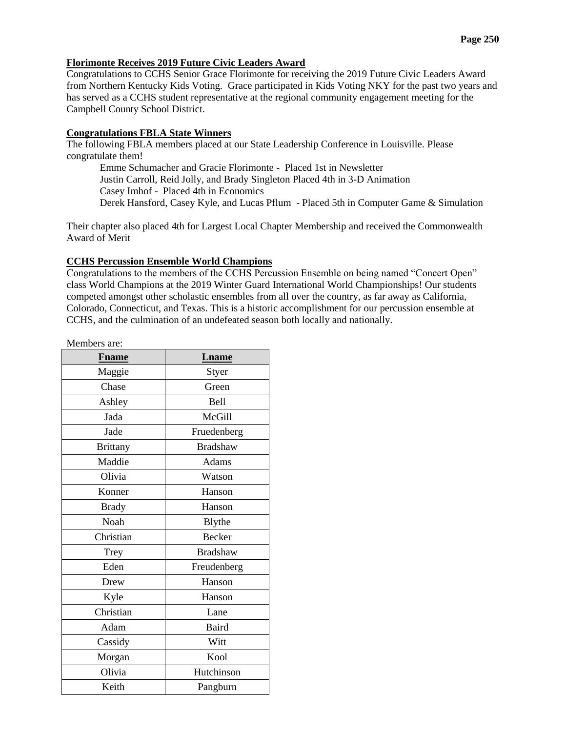**Florimonte Receives 2019 Future Civic Leaders Award**

Congratulations to CCHS Senior Grace Florimonte for receiving the 2019 Future Civic Leaders Award from Northern Kentucky Kids Voting. Grace participated in Kids Voting NKY for the past two years and has served as a CCHS student representative at the regional community engagement meeting for the Campbell County School District.

**Congratulations FBLA State Winners**

The following FBLA members placed at our State Leadership Conference in Louisville. Please congratulate them!

Emme Schumacher and Gracie Florimonte - Placed 1st in Newsletter
Justin Carroll, Reid Jolly, and Brady Singleton Placed 4th in 3-D Animation
Casey Imhof - Placed 4th in Economics
Derek Hansford, Casey Kyle, and Lucas Pflum - Placed 5th in Computer Game & Simulation

Their chapter also placed 4th for Largest Local Chapter Membership and received the Commonwealth Award of Merit

**CCHS Percussion Ensemble World Champions**

Congratulations to the members of the CCHS Percussion Ensemble on being named "Concert Open" class World Champions at the 2019 Winter Guard International World Championships! Our students competed amongst other scholastic ensembles from all over the country, as far away as California, Colorado, Connecticut, and Texas. This is a historic accomplishment for our percussion ensemble at CCHS, and the culmination of an undefeated season both locally and nationally.

Members are:

| Fname | Lname |
|---|---|
| Maggie | Styer |
| Chase | Green |
| Ashley | Bell |
| Jada | McGill |
| Jade | Fruedenberg |
| Brittany | Bradshaw |
| Maddie | Adams |
| Olivia | Watson |
| Konner | Hanson |
| Brady | Hanson |
| Noah | Blythe |
| Christian | Becker |
| Trey | Bradshaw |
| Eden | Freudenberg |
| Drew | Hanson |
| Kyle | Hanson |
| Christian | Lane |
| Adam | Baird |
| Cassidy | Witt |
| Morgan | Kool |
| Olivia | Hutchinson |
| Keith | Pangburn |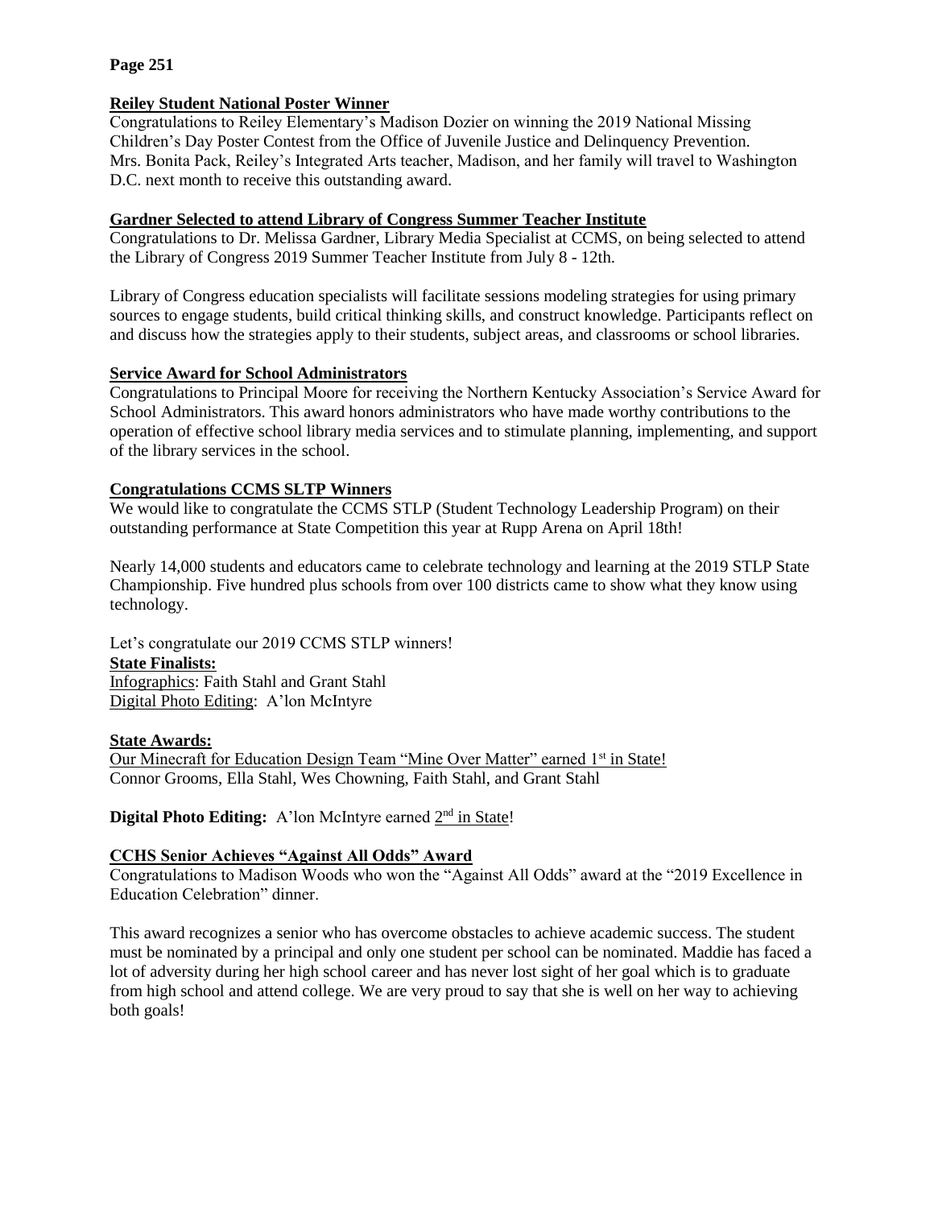**Page 251**

## Reiley Student National Poster Winner

Congratulations to Reiley Elementary's Madison Dozier on winning the 2019 National Missing Children's Day Poster Contest from the Office of Juvenile Justice and Delinquency Prevention. Mrs. Bonita Pack, Reiley's Integrated Arts teacher, Madison, and her family will travel to Washington D.C. next month to receive this outstanding award.

## Gardner Selected to attend Library of Congress Summer Teacher Institute

Congratulations to Dr. Melissa Gardner, Library Media Specialist at CCMS, on being selected to attend the Library of Congress 2019 Summer Teacher Institute from July 8 - 12th.

Library of Congress education specialists will facilitate sessions modeling strategies for using primary sources to engage students, build critical thinking skills, and construct knowledge. Participants reflect on and discuss how the strategies apply to their students, subject areas, and classrooms or school libraries.

## Service Award for School Administrators

Congratulations to Principal Moore for receiving the Northern Kentucky Association's Service Award for School Administrators. This award honors administrators who have made worthy contributions to the operation of effective school library media services and to stimulate planning, implementing, and support of the library services in the school.

## Congratulations CCMS SLTP Winners

We would like to congratulate the CCMS STLP (Student Technology Leadership Program) on their outstanding performance at State Competition this year at Rupp Arena on April 18th!

Nearly 14,000 students and educators came to celebrate technology and learning at the 2019 STLP State Championship. Five hundred plus schools from over 100 districts came to show what they know using technology.

Let's congratulate our 2019 CCMS STLP winners!

**State Finalists:**

Infographics: Faith Stahl and Grant Stahl
Digital Photo Editing: A'lon McIntyre

**State Awards:**

Our Minecraft for Education Design Team "Mine Over Matter" earned 1st in State!
Connor Grooms, Ella Stahl, Wes Chowning, Faith Stahl, and Grant Stahl

**Digital Photo Editing:** A'lon McIntyre earned 2nd in State!

## CCHS Senior Achieves "Against All Odds" Award

Congratulations to Madison Woods who won the "Against All Odds" award at the "2019 Excellence in Education Celebration" dinner.

This award recognizes a senior who has overcome obstacles to achieve academic success. The student must be nominated by a principal and only one student per school can be nominated. Maddie has faced a lot of adversity during her high school career and has never lost sight of her goal which is to graduate from high school and attend college. We are very proud to say that she is well on her way to achieving both goals!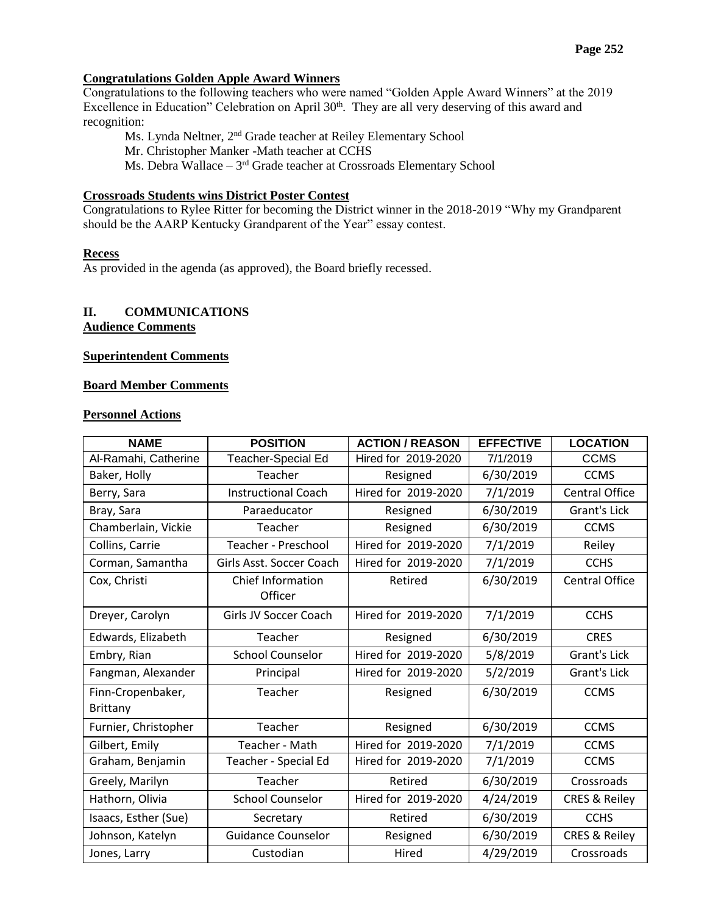**Congratulations Golden Apple Award Winners**

Congratulations to the following teachers who were named "Golden Apple Award Winners" at the 2019 Excellence in Education" Celebration on April 30th. They are all very deserving of this award and recognition:

Ms. Lynda Neltner, 2nd Grade teacher at Reiley Elementary School
Mr. Christopher Manker -Math teacher at CCHS
Ms. Debra Wallace – 3rd Grade teacher at Crossroads Elementary School

**Crossroads Students wins District Poster Contest**

Congratulations to Rylee Ritter for becoming the District winner in the 2018-2019 "Why my Grandparent should be the AARP Kentucky Grandparent of the Year" essay contest.

**Recess**

As provided in the agenda (as approved), the Board briefly recessed.

## II. COMMUNICATIONS

**Audience Comments**

**Superintendent Comments**

**Board Member Comments**

**Personnel Actions**

| NAME | POSITION | ACTION / REASON | EFFECTIVE | LOCATION |
|---|---|---|---|---|
| Al-Ramahi, Catherine | Teacher-Special Ed | Hired for 2019-2020 | 7/1/2019 | CCMS |
| Baker, Holly | Teacher | Resigned | 6/30/2019 | CCMS |
| Berry, Sara | Instructional Coach | Hired for 2019-2020 | 7/1/2019 | Central Office |
| Bray, Sara | Paraeducator | Resigned | 6/30/2019 | Grant's Lick |
| Chamberlain, Vickie | Teacher | Resigned | 6/30/2019 | CCMS |
| Collins, Carrie | Teacher - Preschool | Hired for 2019-2020 | 7/1/2019 | Reiley |
| Corman, Samantha | Girls Asst. Soccer Coach | Hired for 2019-2020 | 7/1/2019 | CCHS |
| Cox, Christi | Chief Information Officer | Retired | 6/30/2019 | Central Office |
| Dreyer, Carolyn | Girls JV Soccer Coach | Hired for 2019-2020 | 7/1/2019 | CCHS |
| Edwards, Elizabeth | Teacher | Resigned | 6/30/2019 | CRES |
| Embry, Rian | School Counselor | Hired for 2019-2020 | 5/8/2019 | Grant's Lick |
| Fangman, Alexander | Principal | Hired for 2019-2020 | 5/2/2019 | Grant's Lick |
| Finn-Cropenbaker, Brittany | Teacher | Resigned | 6/30/2019 | CCMS |
| Furnier, Christopher | Teacher | Resigned | 6/30/2019 | CCMS |
| Gilbert, Emily | Teacher - Math | Hired for 2019-2020 | 7/1/2019 | CCMS |
| Graham, Benjamin | Teacher - Special Ed | Hired for 2019-2020 | 7/1/2019 | CCMS |
| Greely, Marilyn | Teacher | Retired | 6/30/2019 | Crossroads |
| Hathorn, Olivia | School Counselor | Hired for 2019-2020 | 4/24/2019 | CRES & Reiley |
| Isaacs, Esther (Sue) | Secretary | Retired | 6/30/2019 | CCHS |
| Johnson, Katelyn | Guidance Counselor | Resigned | 6/30/2019 | CRES & Reiley |
| Jones, Larry | Custodian | Hired | 4/29/2019 | Crossroads |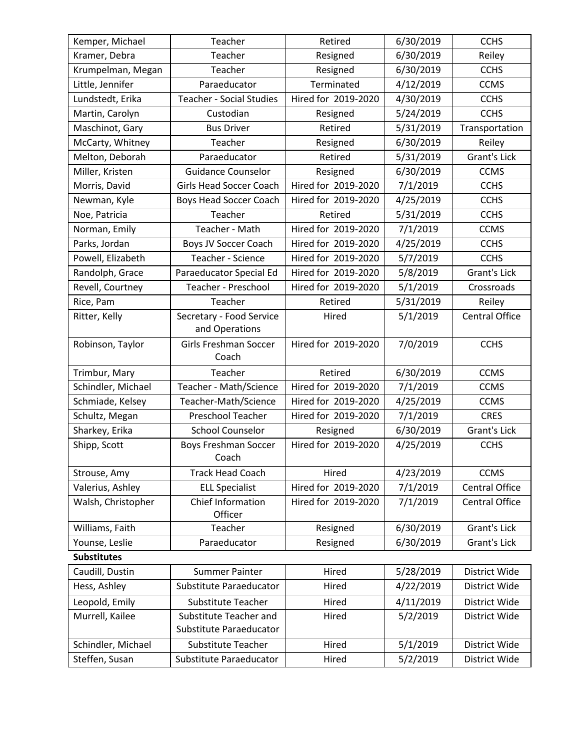| Kemper, Michael | Teacher | Retired | 6/30/2019 | CCHS |
|---|---|---|---|---|
| Kramer, Debra | Teacher | Resigned | 6/30/2019 | Reiley |
| Krumpelman, Megan | Teacher | Resigned | 6/30/2019 | CCHS |
| Little, Jennifer | Paraeducator | Terminated | 4/12/2019 | CCMS |
| Lundstedt, Erika | Teacher - Social Studies | Hired for 2019-2020 | 4/30/2019 | CCHS |
| Martin, Carolyn | Custodian | Resigned | 5/24/2019 | CCHS |
| Maschinot, Gary | Bus Driver | Retired | 5/31/2019 | Transportation |
| McCarty, Whitney | Teacher | Resigned | 6/30/2019 | Reiley |
| Melton, Deborah | Paraeducator | Retired | 5/31/2019 | Grant's Lick |
| Miller, Kristen | Guidance Counselor | Resigned | 6/30/2019 | CCMS |
| Morris, David | Girls Head Soccer Coach | Hired for 2019-2020 | 7/1/2019 | CCHS |
| Newman, Kyle | Boys Head Soccer Coach | Hired for 2019-2020 | 4/25/2019 | CCHS |
| Noe, Patricia | Teacher | Retired | 5/31/2019 | CCHS |
| Norman, Emily | Teacher - Math | Hired for 2019-2020 | 7/1/2019 | CCMS |
| Parks, Jordan | Boys JV Soccer Coach | Hired for 2019-2020 | 4/25/2019 | CCHS |
| Powell, Elizabeth | Teacher - Science | Hired for 2019-2020 | 5/7/2019 | CCHS |
| Randolph, Grace | Paraeducator Special Ed | Hired for 2019-2020 | 5/8/2019 | Grant's Lick |
| Revell, Courtney | Teacher - Preschool | Hired for 2019-2020 | 5/1/2019 | Crossroads |
| Rice, Pam | Teacher | Retired | 5/31/2019 | Reiley |
| Ritter, Kelly | Secretary - Food Service and Operations | Hired | 5/1/2019 | Central Office |
| Robinson, Taylor | Girls Freshman Soccer Coach | Hired for 2019-2020 | 7/0/2019 | CCHS |
| Trimbur, Mary | Teacher | Retired | 6/30/2019 | CCMS |
| Schindler, Michael | Teacher - Math/Science | Hired for 2019-2020 | 7/1/2019 | CCMS |
| Schmiade, Kelsey | Teacher-Math/Science | Hired for 2019-2020 | 4/25/2019 | CCMS |
| Schultz, Megan | Preschool Teacher | Hired for 2019-2020 | 7/1/2019 | CRES |
| Sharkey, Erika | School Counselor | Resigned | 6/30/2019 | Grant's Lick |
| Shipp, Scott | Boys Freshman Soccer Coach | Hired for 2019-2020 | 4/25/2019 | CCHS |
| Strouse, Amy | Track Head Coach | Hired | 4/23/2019 | CCMS |
| Valerius, Ashley | ELL Specialist | Hired for 2019-2020 | 7/1/2019 | Central Office |
| Walsh, Christopher | Chief Information Officer | Hired for 2019-2020 | 7/1/2019 | Central Office |
| Williams, Faith | Teacher | Resigned | 6/30/2019 | Grant's Lick |
| Younse, Leslie | Paraeducator | Resigned | 6/30/2019 | Grant's Lick |

**Substitutes**

| Caudill, Dustin | Summer Painter | Hired | 5/28/2019 | District Wide |
|---|---|---|---|---|
| Hess, Ashley | Substitute Paraeducator | Hired | 4/22/2019 | District Wide |
| Leopold, Emily | Substitute Teacher | Hired | 4/11/2019 | District Wide |
| Murrell, Kailee | Substitute Teacher and Substitute Paraeducator | Hired | 5/2/2019 | District Wide |
| Schindler, Michael | Substitute Teacher | Hired | 5/1/2019 | District Wide |
| Steffen, Susan | Substitute Paraeducator | Hired | 5/2/2019 | District Wide |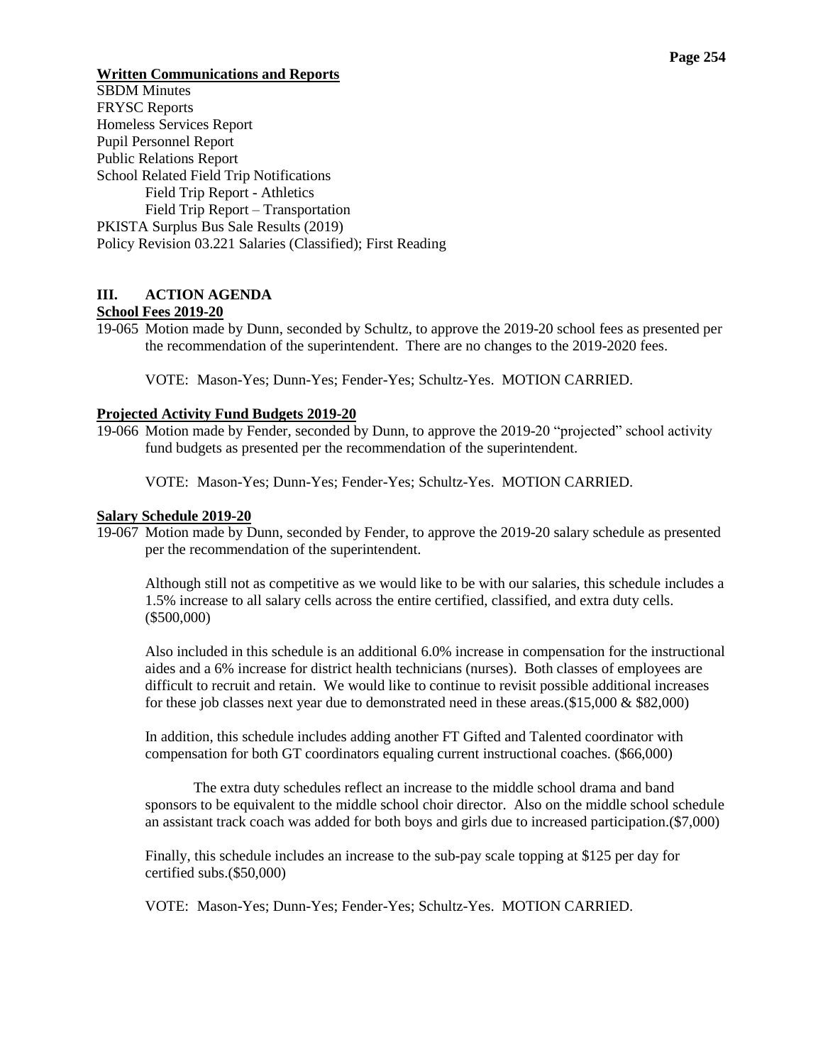**Written Communications and Reports**

SBDM Minutes
FRYSC Reports
Homeless Services Report
Pupil Personnel Report
Public Relations Report
School Related Field Trip Notifications
    Field Trip Report - Athletics
    Field Trip Report – Transportation
PKISTA Surplus Bus Sale Results (2019)
Policy Revision 03.221 Salaries (Classified); First Reading

## III. ACTION AGENDA

**School Fees 2019-20**

19-065 Motion made by Dunn, seconded by Schultz, to approve the 2019-20 school fees as presented per the recommendation of the superintendent. There are no changes to the 2019-2020 fees.

VOTE: Mason-Yes; Dunn-Yes; Fender-Yes; Schultz-Yes. MOTION CARRIED.

**Projected Activity Fund Budgets 2019-20**

19-066 Motion made by Fender, seconded by Dunn, to approve the 2019-20 "projected" school activity fund budgets as presented per the recommendation of the superintendent.

VOTE: Mason-Yes; Dunn-Yes; Fender-Yes; Schultz-Yes. MOTION CARRIED.

**Salary Schedule 2019-20**

19-067 Motion made by Dunn, seconded by Fender, to approve the 2019-20 salary schedule as presented per the recommendation of the superintendent.

Although still not as competitive as we would like to be with our salaries, this schedule includes a 1.5% increase to all salary cells across the entire certified, classified, and extra duty cells. ($500,000)

Also included in this schedule is an additional 6.0% increase in compensation for the instructional aides and a 6% increase for district health technicians (nurses). Both classes of employees are difficult to recruit and retain. We would like to continue to revisit possible additional increases for these job classes next year due to demonstrated need in these areas.($15,000 & $82,000)

In addition, this schedule includes adding another FT Gifted and Talented coordinator with compensation for both GT coordinators equaling current instructional coaches. ($66,000)

The extra duty schedules reflect an increase to the middle school drama and band sponsors to be equivalent to the middle school choir director. Also on the middle school schedule an assistant track coach was added for both boys and girls due to increased participation.($7,000)

Finally, this schedule includes an increase to the sub-pay scale topping at $125 per day for certified subs.($50,000)

VOTE: Mason-Yes; Dunn-Yes; Fender-Yes; Schultz-Yes. MOTION CARRIED.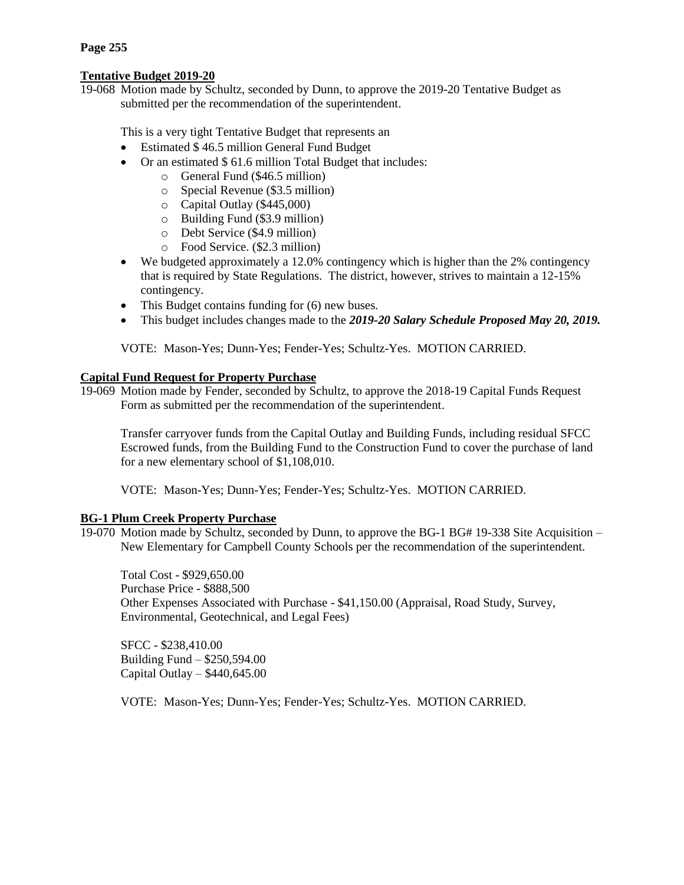**Tentative Budget 2019-20**

19-068 Motion made by Schultz, seconded by Dunn, to approve the 2019-20 Tentative Budget as submitted per the recommendation of the superintendent.

This is a very tight Tentative Budget that represents an

- Estimated $ 46.5 million General Fund Budget
- Or an estimated $ 61.6 million Total Budget that includes:
  - General Fund ($46.5 million)
  - Special Revenue ($3.5 million)
  - Capital Outlay ($445,000)
  - Building Fund ($3.9 million)
  - Debt Service ($4.9 million)
  - Food Service. ($2.3 million)
- We budgeted approximately a 12.0% contingency which is higher than the 2% contingency that is required by State Regulations. The district, however, strives to maintain a 12-15% contingency.
- This Budget contains funding for (6) new buses.
- This budget includes changes made to the ***2019-20 Salary Schedule Proposed May 20, 2019.***

VOTE: Mason-Yes; Dunn-Yes; Fender-Yes; Schultz-Yes. MOTION CARRIED.

**Capital Fund Request for Property Purchase**

19-069 Motion made by Fender, seconded by Schultz, to approve the 2018-19 Capital Funds Request Form as submitted per the recommendation of the superintendent.

Transfer carryover funds from the Capital Outlay and Building Funds, including residual SFCC Escrowed funds, from the Building Fund to the Construction Fund to cover the purchase of land for a new elementary school of $1,108,010.

VOTE: Mason-Yes; Dunn-Yes; Fender-Yes; Schultz-Yes. MOTION CARRIED.

**BG-1 Plum Creek Property Purchase**

19-070 Motion made by Schultz, seconded by Dunn, to approve the BG-1 BG# 19-338 Site Acquisition – New Elementary for Campbell County Schools per the recommendation of the superintendent.

Total Cost - $929,650.00
Purchase Price - $888,500
Other Expenses Associated with Purchase - $41,150.00 (Appraisal, Road Study, Survey, Environmental, Geotechnical, and Legal Fees)

SFCC - $238,410.00
Building Fund – $250,594.00
Capital Outlay – $440,645.00

VOTE: Mason-Yes; Dunn-Yes; Fender-Yes; Schultz-Yes. MOTION CARRIED.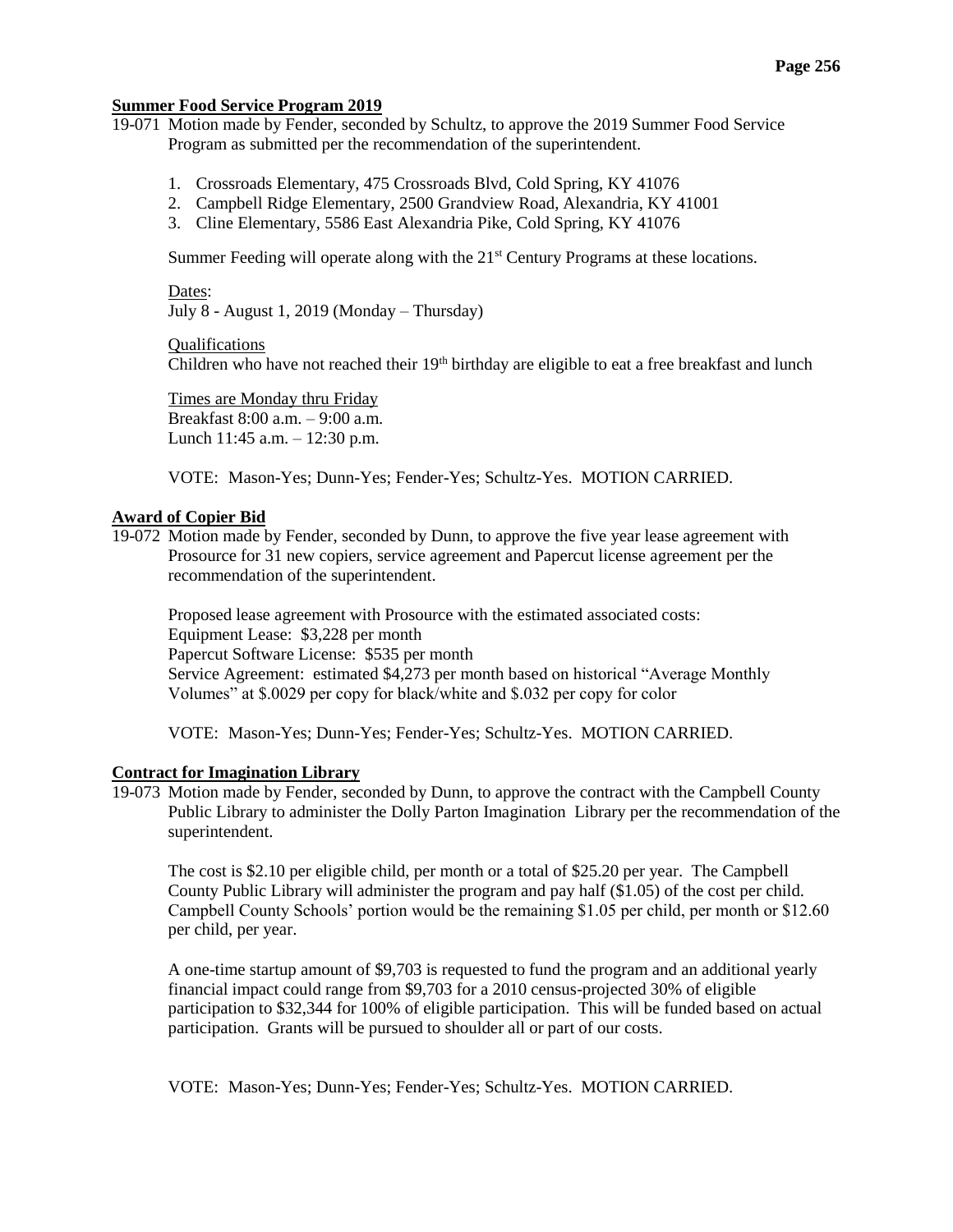**Summer Food Service Program 2019**

19-071 Motion made by Fender, seconded by Schultz, to approve the 2019 Summer Food Service Program as submitted per the recommendation of the superintendent.

1. Crossroads Elementary, 475 Crossroads Blvd, Cold Spring, KY 41076
2. Campbell Ridge Elementary, 2500 Grandview Road, Alexandria, KY 41001
3. Cline Elementary, 5586 East Alexandria Pike, Cold Spring, KY 41076

Summer Feeding will operate along with the 21st Century Programs at these locations.

Dates:
July 8 - August 1, 2019 (Monday – Thursday)

Qualifications
Children who have not reached their 19th birthday are eligible to eat a free breakfast and lunch

Times are Monday thru Friday
Breakfast 8:00 a.m. – 9:00 a.m.
Lunch 11:45 a.m. – 12:30 p.m.

VOTE: Mason-Yes; Dunn-Yes; Fender-Yes; Schultz-Yes. MOTION CARRIED.

**Award of Copier Bid**

19-072 Motion made by Fender, seconded by Dunn, to approve the five year lease agreement with Prosource for 31 new copiers, service agreement and Papercut license agreement per the recommendation of the superintendent.

Proposed lease agreement with Prosource with the estimated associated costs:
Equipment Lease: $3,228 per month
Papercut Software License: $535 per month
Service Agreement: estimated $4,273 per month based on historical "Average Monthly Volumes" at $.0029 per copy for black/white and $.032 per copy for color

VOTE: Mason-Yes; Dunn-Yes; Fender-Yes; Schultz-Yes. MOTION CARRIED.

**Contract for Imagination Library**

19-073 Motion made by Fender, seconded by Dunn, to approve the contract with the Campbell County Public Library to administer the Dolly Parton Imagination Library per the recommendation of the superintendent.

The cost is $2.10 per eligible child, per month or a total of $25.20 per year. The Campbell County Public Library will administer the program and pay half ($1.05) of the cost per child. Campbell County Schools' portion would be the remaining $1.05 per child, per month or $12.60 per child, per year.

A one-time startup amount of $9,703 is requested to fund the program and an additional yearly financial impact could range from $9,703 for a 2010 census-projected 30% of eligible participation to $32,344 for 100% of eligible participation. This will be funded based on actual participation. Grants will be pursued to shoulder all or part of our costs.

VOTE: Mason-Yes; Dunn-Yes; Fender-Yes; Schultz-Yes. MOTION CARRIED.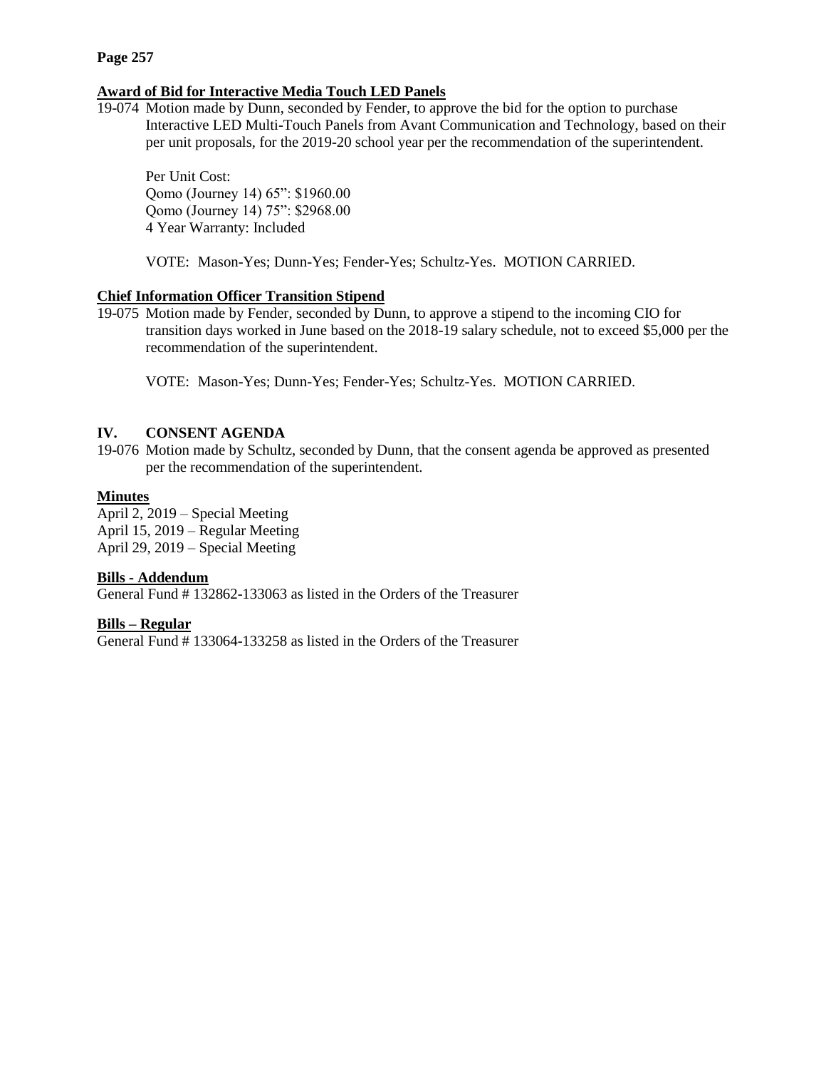### Award of Bid for Interactive Media Touch LED Panels

19-074 Motion made by Dunn, seconded by Fender, to approve the bid for the option to purchase Interactive LED Multi-Touch Panels from Avant Communication and Technology, based on their per unit proposals, for the 2019-20 school year per the recommendation of the superintendent.

Per Unit Cost:
Qomo (Journey 14) 65": $1960.00
Qomo (Journey 14) 75": $2968.00
4 Year Warranty: Included

VOTE: Mason-Yes; Dunn-Yes; Fender-Yes; Schultz-Yes. MOTION CARRIED.

### Chief Information Officer Transition Stipend

19-075 Motion made by Fender, seconded by Dunn, to approve a stipend to the incoming CIO for transition days worked in June based on the 2018-19 salary schedule, not to exceed $5,000 per the recommendation of the superintendent.

VOTE: Mason-Yes; Dunn-Yes; Fender-Yes; Schultz-Yes. MOTION CARRIED.

## IV. CONSENT AGENDA

19-076 Motion made by Schultz, seconded by Dunn, that the consent agenda be approved as presented per the recommendation of the superintendent.

### Minutes

April 2, 2019 – Special Meeting
April 15, 2019 – Regular Meeting
April 29, 2019 – Special Meeting

### Bills - Addendum

General Fund # 132862-133063 as listed in the Orders of the Treasurer

### Bills – Regular

General Fund # 133064-133258 as listed in the Orders of the Treasurer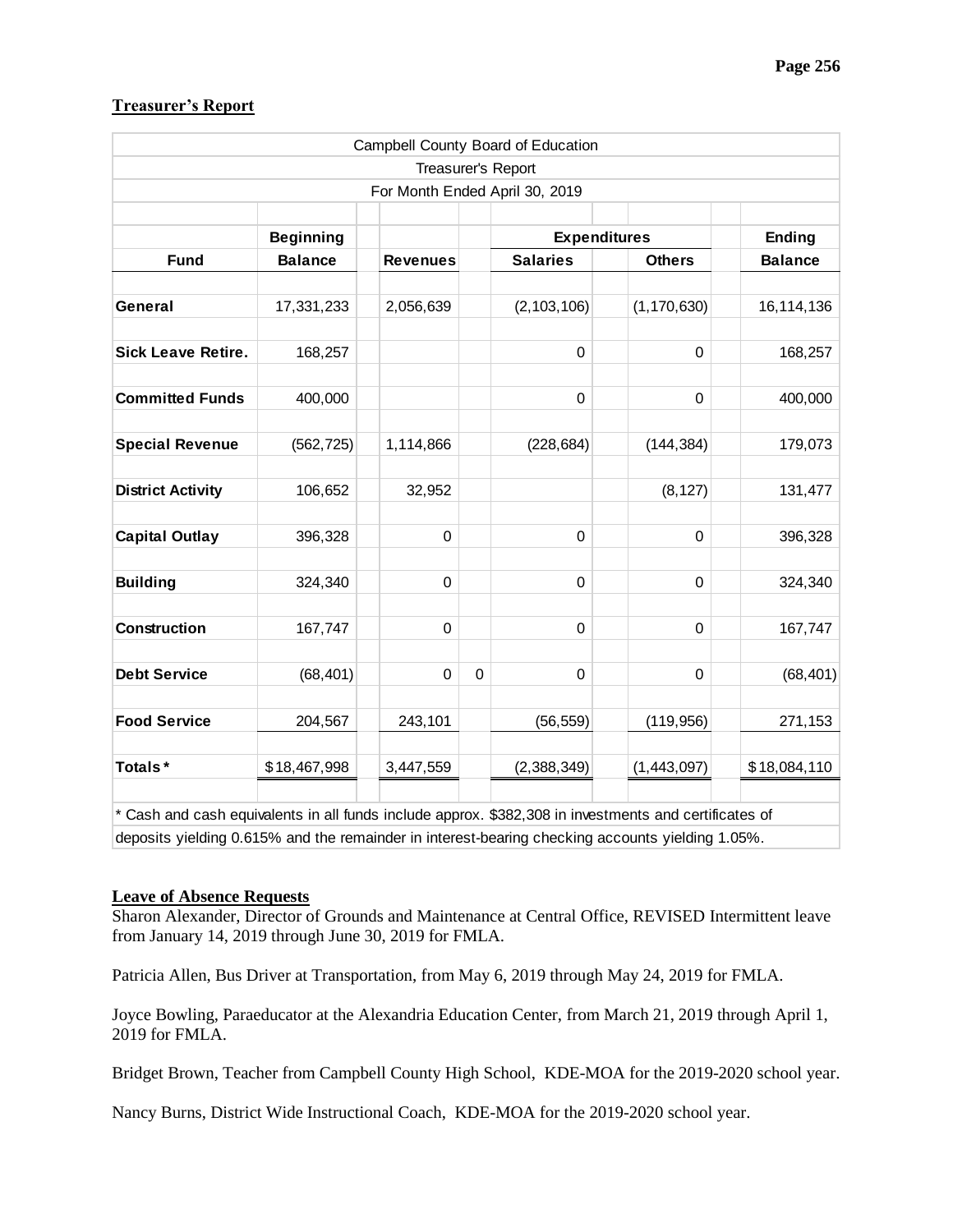## Treasurer's Report

| Campbell County Board of Education | | | | | |
|---|---|---|---|---|---|
| Treasurer's Report | | | | | |
| For Month Ended April 30, 2019 | | | | | |
| | **Beginning** | | **Expenditures** | | **Ending** |
| **Fund** | **Balance** | **Revenues** | **Salaries** | **Others** | **Balance** |
| **General** | 17,331,233 | 2,056,639 | (2,103,106) | (1,170,630) | 16,114,136 |
| **Sick Leave Retire.** | 168,257 | | 0 | 0 | 168,257 |
| **Committed Funds** | 400,000 | | 0 | 0 | 400,000 |
| **Special Revenue** | (562,725) | 1,114,866 | (228,684) | (144,384) | 179,073 |
| **District Activity** | 106,652 | 32,952 | | (8,127) | 131,477 |
| **Capital Outlay** | 396,328 | 0 | 0 | 0 | 396,328 |
| **Building** | 324,340 | 0 | 0 | 0 | 324,340 |
| **Construction** | 167,747 | 0 | 0 | 0 | 167,747 |
| **Debt Service** | (68,401) | 0 0 | 0 | 0 | (68,401) |
| **Food Service** | 204,567 | 243,101 | (56,559) | (119,956) | 271,153 |
| **Totals*** | $18,467,998 | 3,447,559 | (2,388,349) | (1,443,097) | $18,084,110 |

* Cash and cash equivalents in all funds include approx. $382,308 in investments and certificates of deposits yielding 0.615% and the remainder in interest-bearing checking accounts yielding 1.05%.

## Leave of Absence Requests

Sharon Alexander, Director of Grounds and Maintenance at Central Office, REVISED Intermittent leave from January 14, 2019 through June 30, 2019 for FMLA.

Patricia Allen, Bus Driver at Transportation, from May 6, 2019 through May 24, 2019 for FMLA.

Joyce Bowling, Paraeducator at the Alexandria Education Center, from March 21, 2019 through April 1, 2019 for FMLA.

Bridget Brown, Teacher from Campbell County High School, KDE-MOA for the 2019-2020 school year.

Nancy Burns, District Wide Instructional Coach, KDE-MOA for the 2019-2020 school year.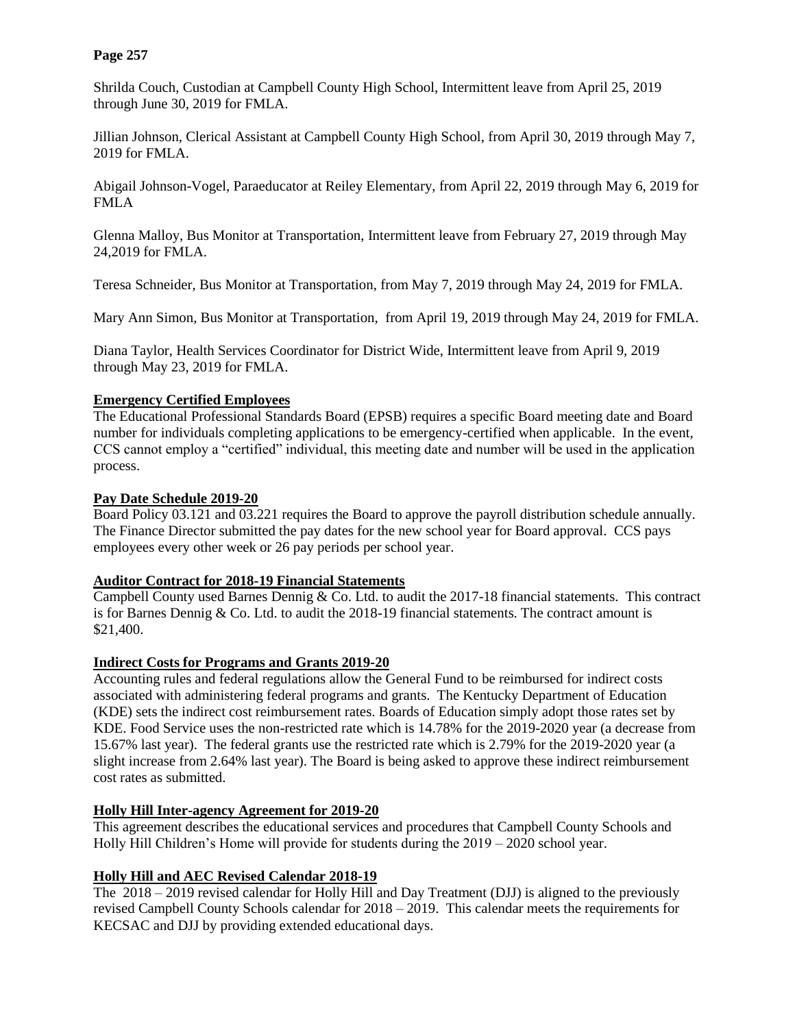Shrilda Couch, Custodian at Campbell County High School, Intermittent leave from April 25, 2019 through June 30, 2019 for FMLA.

Jillian Johnson, Clerical Assistant at Campbell County High School, from April 30, 2019 through May 7, 2019 for FMLA.

Abigail Johnson-Vogel, Paraeducator at Reiley Elementary, from April 22, 2019 through May 6, 2019 for FMLA

Glenna Malloy, Bus Monitor at Transportation, Intermittent leave from February 27, 2019 through May 24,2019 for FMLA.

Teresa Schneider, Bus Monitor at Transportation, from May 7, 2019 through May 24, 2019 for FMLA.

Mary Ann Simon, Bus Monitor at Transportation, from April 19, 2019 through May 24, 2019 for FMLA.

Diana Taylor, Health Services Coordinator for District Wide, Intermittent leave from April 9, 2019 through May 23, 2019 for FMLA.

**Emergency Certified Employees**

The Educational Professional Standards Board (EPSB) requires a specific Board meeting date and Board number for individuals completing applications to be emergency-certified when applicable. In the event, CCS cannot employ a "certified" individual, this meeting date and number will be used in the application process.

**Pay Date Schedule 2019-20**

Board Policy 03.121 and 03.221 requires the Board to approve the payroll distribution schedule annually. The Finance Director submitted the pay dates for the new school year for Board approval. CCS pays employees every other week or 26 pay periods per school year.

**Auditor Contract for 2018-19 Financial Statements**

Campbell County used Barnes Dennig & Co. Ltd. to audit the 2017-18 financial statements. This contract is for Barnes Dennig & Co. Ltd. to audit the 2018-19 financial statements. The contract amount is $21,400.

**Indirect Costs for Programs and Grants 2019-20**

Accounting rules and federal regulations allow the General Fund to be reimbursed for indirect costs associated with administering federal programs and grants. The Kentucky Department of Education (KDE) sets the indirect cost reimbursement rates. Boards of Education simply adopt those rates set by KDE. Food Service uses the non-restricted rate which is 14.78% for the 2019-2020 year (a decrease from 15.67% last year). The federal grants use the restricted rate which is 2.79% for the 2019-2020 year (a slight increase from 2.64% last year). The Board is being asked to approve these indirect reimbursement cost rates as submitted.

**Holly Hill Inter-agency Agreement for 2019-20**

This agreement describes the educational services and procedures that Campbell County Schools and Holly Hill Children's Home will provide for students during the 2019 – 2020 school year.

**Holly Hill and AEC Revised Calendar 2018-19**

The 2018 – 2019 revised calendar for Holly Hill and Day Treatment (DJJ) is aligned to the previously revised Campbell County Schools calendar for 2018 – 2019. This calendar meets the requirements for KECSAC and DJJ by providing extended educational days.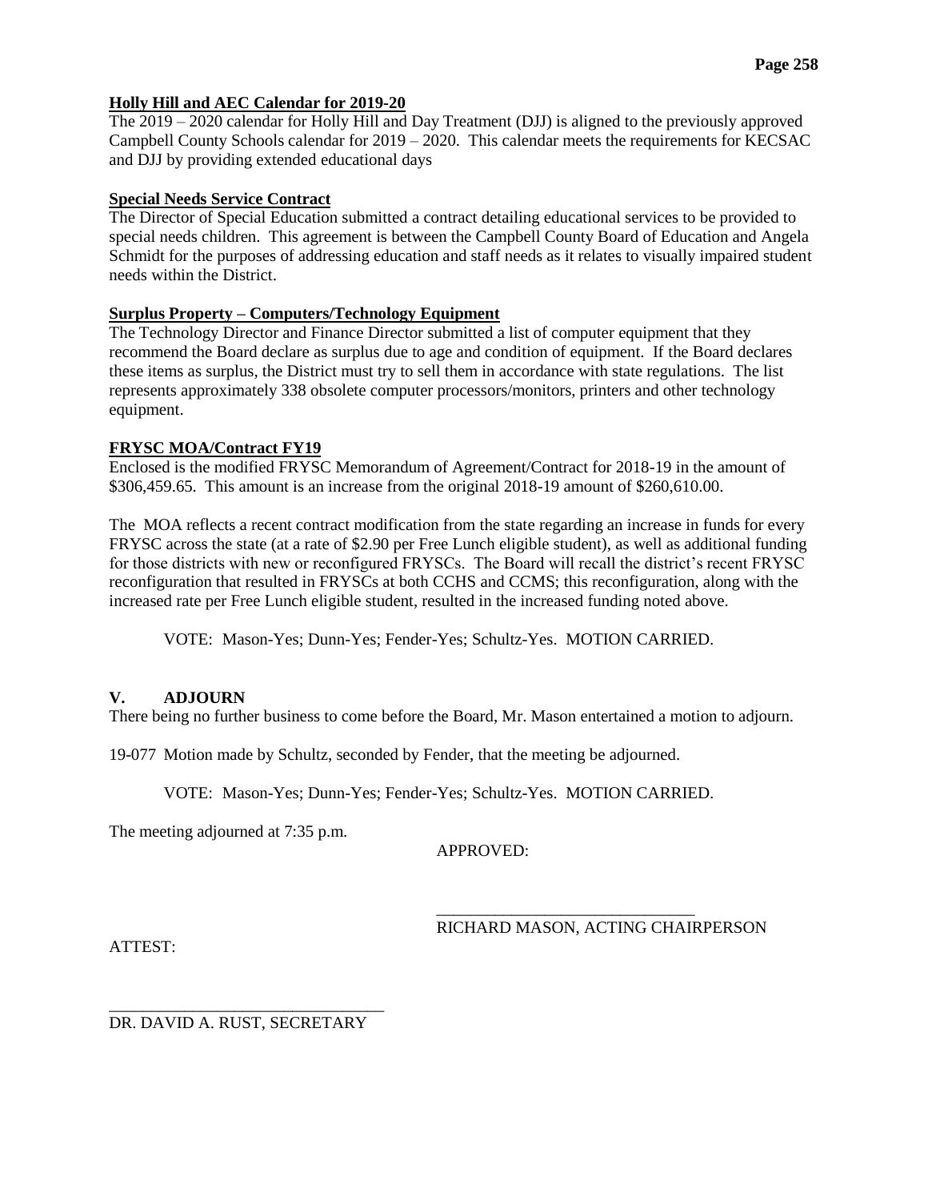**Holly Hill and AEC Calendar for 2019-20**

The 2019 – 2020 calendar for Holly Hill and Day Treatment (DJJ) is aligned to the previously approved Campbell County Schools calendar for 2019 – 2020. This calendar meets the requirements for KECSAC and DJJ by providing extended educational days

**Special Needs Service Contract**

The Director of Special Education submitted a contract detailing educational services to be provided to special needs children. This agreement is between the Campbell County Board of Education and Angela Schmidt for the purposes of addressing education and staff needs as it relates to visually impaired student needs within the District.

**Surplus Property – Computers/Technology Equipment**

The Technology Director and Finance Director submitted a list of computer equipment that they recommend the Board declare as surplus due to age and condition of equipment. If the Board declares these items as surplus, the District must try to sell them in accordance with state regulations. The list represents approximately 338 obsolete computer processors/monitors, printers and other technology equipment.

**FRYSC MOA/Contract FY19**

Enclosed is the modified FRYSC Memorandum of Agreement/Contract for 2018-19 in the amount of $306,459.65. This amount is an increase from the original 2018-19 amount of $260,610.00.

The MOA reflects a recent contract modification from the state regarding an increase in funds for every FRYSC across the state (at a rate of $2.90 per Free Lunch eligible student), as well as additional funding for those districts with new or reconfigured FRYSCs. The Board will recall the district's recent FRYSC reconfiguration that resulted in FRYSCs at both CCHS and CCMS; this reconfiguration, along with the increased rate per Free Lunch eligible student, resulted in the increased funding noted above.

VOTE: Mason-Yes; Dunn-Yes; Fender-Yes; Schultz-Yes. MOTION CARRIED.

## V. ADJOURN

There being no further business to come before the Board, Mr. Mason entertained a motion to adjourn.

19-077 Motion made by Schultz, seconded by Fender, that the meeting be adjourned.

VOTE: Mason-Yes; Dunn-Yes; Fender-Yes; Schultz-Yes. MOTION CARRIED.

The meeting adjourned at 7:35 p.m.

APPROVED:

______________________________
RICHARD MASON, ACTING CHAIRPERSON

ATTEST:

______________________________
DR. DAVID A. RUST, SECRETARY